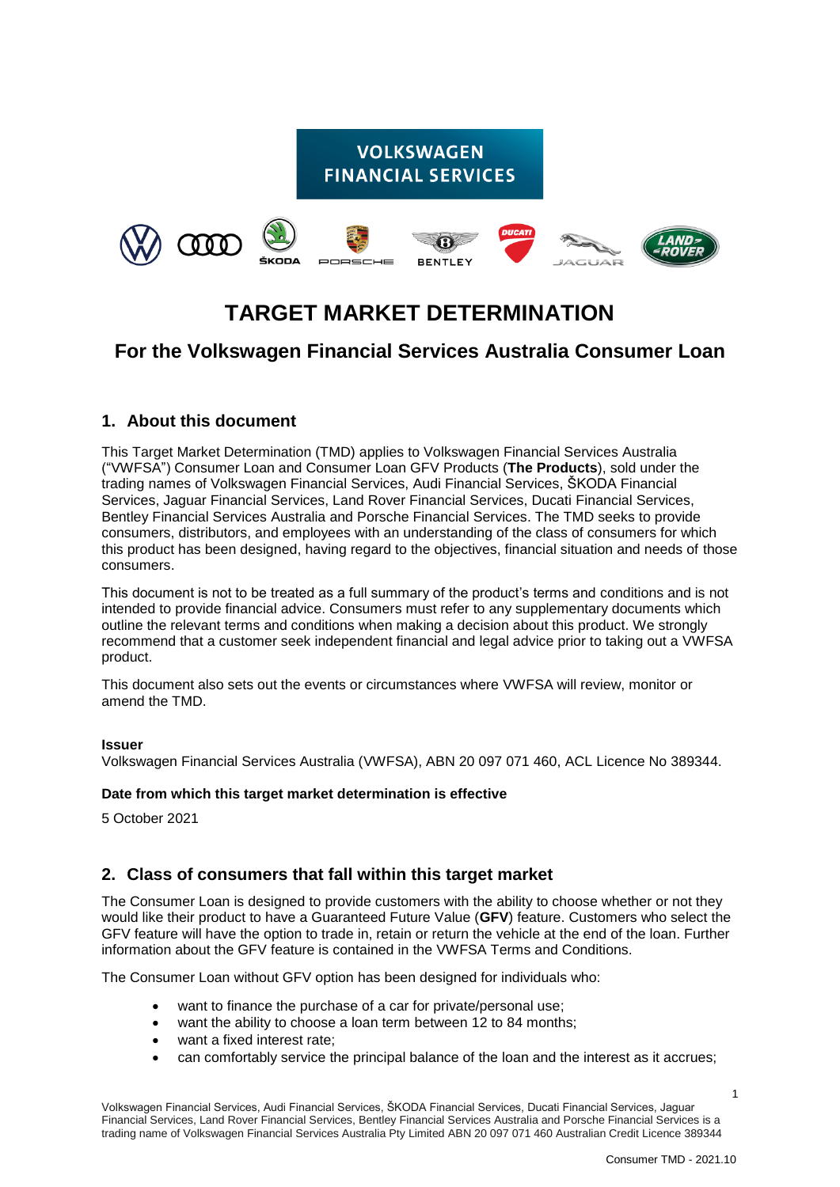VOLKSWAGEN FINANCIAL SERVICES

# TARGET MARKET DETERMINATION

## For the Volkswagen Financial Services Australia Consumer Loan

## 1. About this document

This Target Market Determination (TMD) applies to Volkswagen Financial Services Australia ("VWFSA") Consumer Loan and Consumer Loan GFV Products (**The Products**), sold under the trading names of Volkswagen Financial Services, Audi Financial Services, ŠKODA Financial Services, Jaguar Financial Services, Land Rover Financial Services, Ducati Financial Services, Bentley Financial Services Australia and Porsche Financial Services. The TMD seeks to provide consumers, distributors, and employees with an understanding of the class of consumers for which this product has been designed, having regard to the objectives, financial situation and needs of those consumers.

This document is not to be treated as a full summary of the product's terms and conditions and is not intended to provide financial advice. Consumers must refer to any supplementary documents which outline the relevant terms and conditions when making a decision about this product. We strongly recommend that a customer seek independent financial and legal advice prior to taking out a VWFSA product.

This document also sets out the events or circumstances where VWFSA will review, monitor or amend the TMD.

**Issuer**

Volkswagen Financial Services Australia (VWFSA), ABN 20 097 071 460, ACL Licence No 389344.

**Date from which this target market determination is effective**

5 October 2021

## 2. Class of consumers that fall within this target market

The Consumer Loan is designed to provide customers with the ability to choose whether or not they would like their product to have a Guaranteed Future Value (**GFV**) feature. Customers who select the GFV feature will have the option to trade in, retain or return the vehicle at the end of the loan. Further information about the GFV feature is contained in the VWFSA Terms and Conditions.

The Consumer Loan without GFV option has been designed for individuals who:

- want to finance the purchase of a car for private/personal use;
- want the ability to choose a loan term between 12 to 84 months;
- want a fixed interest rate;
- can comfortably service the principal balance of the loan and the interest as it accrues;

Volkswagen Financial Services, Audi Financial Services, ŠKODA Financial Services, Ducati Financial Services, Jaguar Financial Services, Land Rover Financial Services, Bentley Financial Services Australia and Porsche Financial Services is a trading name of Volkswagen Financial Services Australia Pty Limited ABN 20 097 071 460 Australian Credit Licence 389344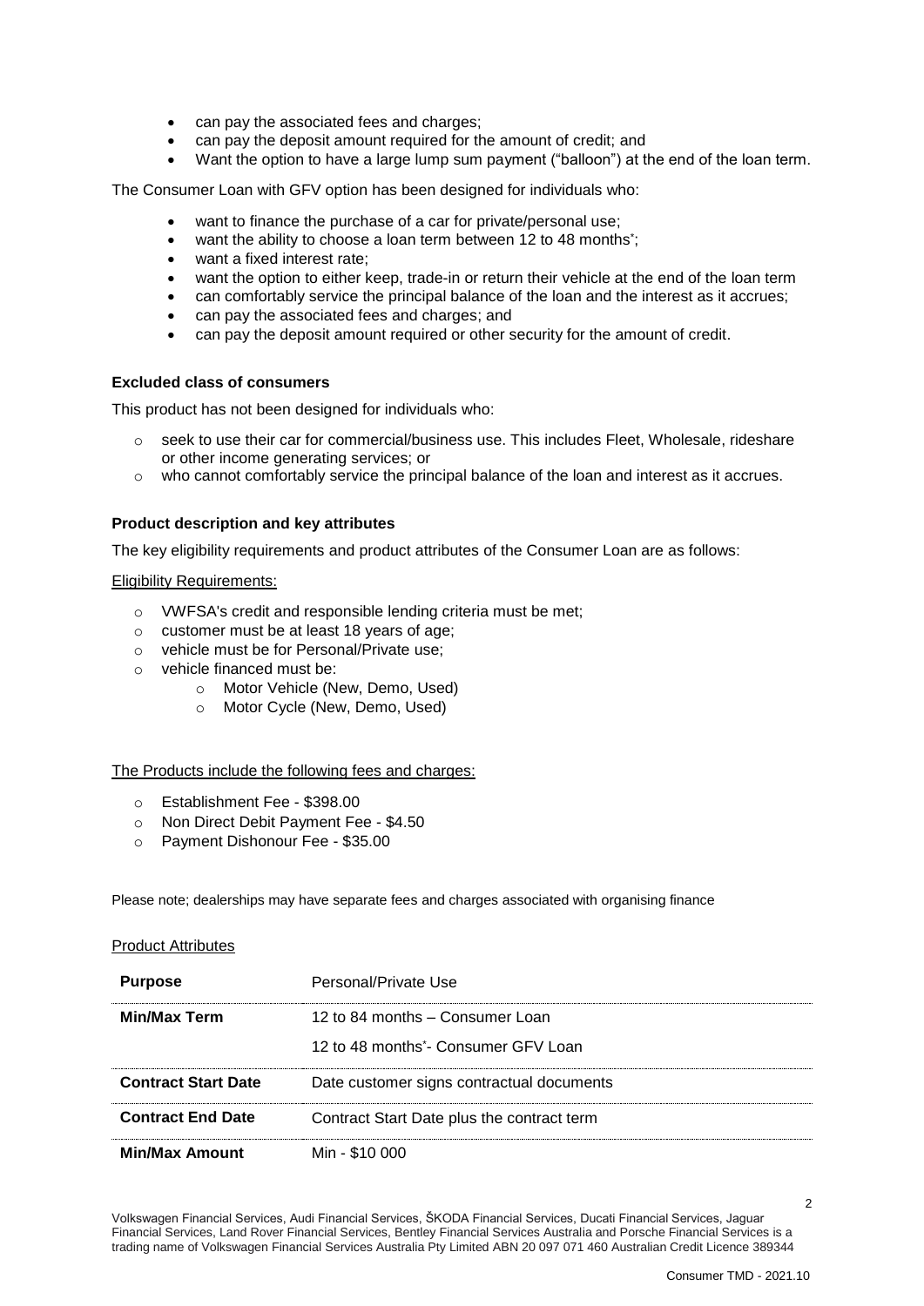- can pay the associated fees and charges;
- can pay the deposit amount required for the amount of credit; and
- Want the option to have a large lump sum payment ("balloon") at the end of the loan term.

The Consumer Loan with GFV option has been designed for individuals who:

- want to finance the purchase of a car for private/personal use;
- want the ability to choose a loan term between 12 to 48 months*;
- want a fixed interest rate;
- want the option to either keep, trade-in or return their vehicle at the end of the loan term
- can comfortably service the principal balance of the loan and the interest as it accrues;
- can pay the associated fees and charges; and
- can pay the deposit amount required or other security for the amount of credit.

**Excluded class of consumers**

This product has not been designed for individuals who:

- seek to use their car for commercial/business use. This includes Fleet, Wholesale, rideshare or other income generating services; or
- who cannot comfortably service the principal balance of the loan and interest as it accrues.

**Product description and key attributes**

The key eligibility requirements and product attributes of the Consumer Loan are as follows:

Eligibility Requirements:

- VWFSA's credit and responsible lending criteria must be met;
- customer must be at least 18 years of age;
- vehicle must be for Personal/Private use;
- vehicle financed must be:
  - Motor Vehicle (New, Demo, Used)
  - Motor Cycle (New, Demo, Used)

The Products include the following fees and charges:

- Establishment Fee - $398.00
- Non Direct Debit Payment Fee - $4.50
- Payment Dishonour Fee - $35.00

Please note; dealerships may have separate fees and charges associated with organising finance

Product Attributes

| **Purpose** | Personal/Private Use |
|---|---|
| **Min/Max Term** | 12 to 84 months – Consumer Loan<br>12 to 48 months*- Consumer GFV Loan |
| **Contract Start Date** | Date customer signs contractual documents |
| **Contract End Date** | Contract Start Date plus the contract term |
| **Min/Max Amount** | Min - $10 000 |

Volkswagen Financial Services, Audi Financial Services, ŠKODA Financial Services, Ducati Financial Services, Jaguar Financial Services, Land Rover Financial Services, Bentley Financial Services Australia and Porsche Financial Services is a trading name of Volkswagen Financial Services Australia Pty Limited ABN 20 097 071 460 Australian Credit Licence 389344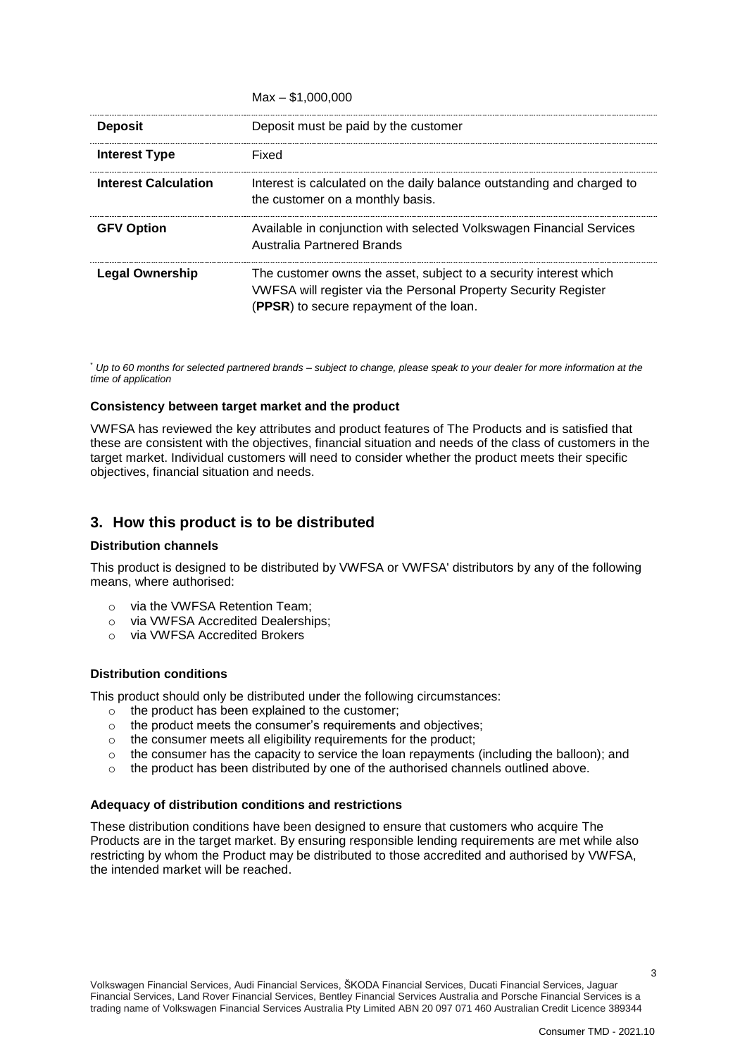| | |
|---|---|
| | Max – $1,000,000 |
| **Deposit** | Deposit must be paid by the customer |
| **Interest Type** | Fixed |
| **Interest Calculation** | Interest is calculated on the daily balance outstanding and charged to the customer on a monthly basis. |
| **GFV Option** | Available in conjunction with selected Volkswagen Financial Services Australia Partnered Brands |
| **Legal Ownership** | The customer owns the asset, subject to a security interest which VWFSA will register via the Personal Property Security Register (**PPSR**) to secure repayment of the loan. |

*\* Up to 60 months for selected partnered brands – subject to change, please speak to your dealer for more information at the time of application*

**Consistency between target market and the product**

VWFSA has reviewed the key attributes and product features of The Products and is satisfied that these are consistent with the objectives, financial situation and needs of the class of customers in the target market. Individual customers will need to consider whether the product meets their specific objectives, financial situation and needs.

## 3. How this product is to be distributed

**Distribution channels**

This product is designed to be distributed by VWFSA or VWFSA' distributors by any of the following means, where authorised:

- via the VWFSA Retention Team;
- via VWFSA Accredited Dealerships;
- via VWFSA Accredited Brokers

**Distribution conditions**

This product should only be distributed under the following circumstances:

- the product has been explained to the customer;
- the product meets the consumer's requirements and objectives;
- the consumer meets all eligibility requirements for the product;
- the consumer has the capacity to service the loan repayments (including the balloon); and
- the product has been distributed by one of the authorised channels outlined above.

**Adequacy of distribution conditions and restrictions**

These distribution conditions have been designed to ensure that customers who acquire The Products are in the target market. By ensuring responsible lending requirements are met while also restricting by whom the Product may be distributed to those accredited and authorised by VWFSA, the intended market will be reached.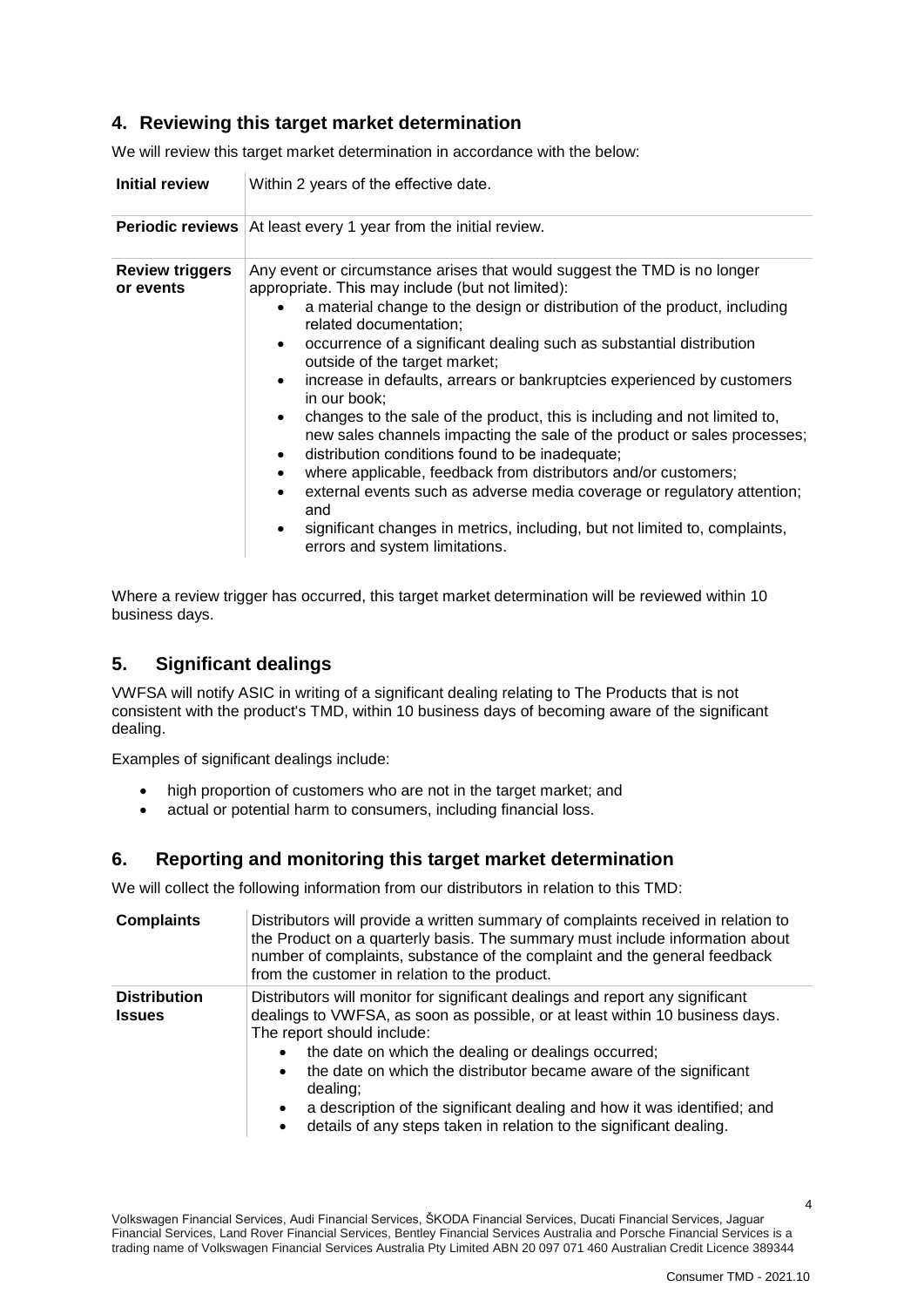## 4. Reviewing this target market determination

We will review this target market determination in accordance with the below:

| | |
|---|---|
| **Initial review** | Within 2 years of the effective date. |
| **Periodic reviews** | At least every 1 year from the initial review. |
| **Review triggers or events** | Any event or circumstance arises that would suggest the TMD is no longer appropriate. This may include (but not limited):<br>• a material change to the design or distribution of the product, including related documentation;<br>• occurrence of a significant dealing such as substantial distribution outside of the target market;<br>• increase in defaults, arrears or bankruptcies experienced by customers in our book;<br>• changes to the sale of the product, this is including and not limited to, new sales channels impacting the sale of the product or sales processes;<br>• distribution conditions found to be inadequate;<br>• where applicable, feedback from distributors and/or customers;<br>• external events such as adverse media coverage or regulatory attention; and<br>• significant changes in metrics, including, but not limited to, complaints, errors and system limitations. |

Where a review trigger has occurred, this target market determination will be reviewed within 10 business days.

## 5. Significant dealings

VWFSA will notify ASIC in writing of a significant dealing relating to The Products that is not consistent with the product's TMD, within 10 business days of becoming aware of the significant dealing.

Examples of significant dealings include:

- high proportion of customers who are not in the target market; and
- actual or potential harm to consumers, including financial loss.

## 6. Reporting and monitoring this target market determination

We will collect the following information from our distributors in relation to this TMD:

| | |
|---|---|
| **Complaints** | Distributors will provide a written summary of complaints received in relation to the Product on a quarterly basis. The summary must include information about number of complaints, substance of the complaint and the general feedback from the customer in relation to the product. |
| **Distribution Issues** | Distributors will monitor for significant dealings and report any significant dealings to VWFSA, as soon as possible, or at least within 10 business days. The report should include:<br>• the date on which the dealing or dealings occurred;<br>• the date on which the distributor became aware of the significant dealing;<br>• a description of the significant dealing and how it was identified; and<br>• details of any steps taken in relation to the significant dealing. |

Volkswagen Financial Services, Audi Financial Services, ŠKODA Financial Services, Ducati Financial Services, Jaguar Financial Services, Land Rover Financial Services, Bentley Financial Services Australia and Porsche Financial Services is a trading name of Volkswagen Financial Services Australia Pty Limited ABN 20 097 071 460 Australian Credit Licence 389344